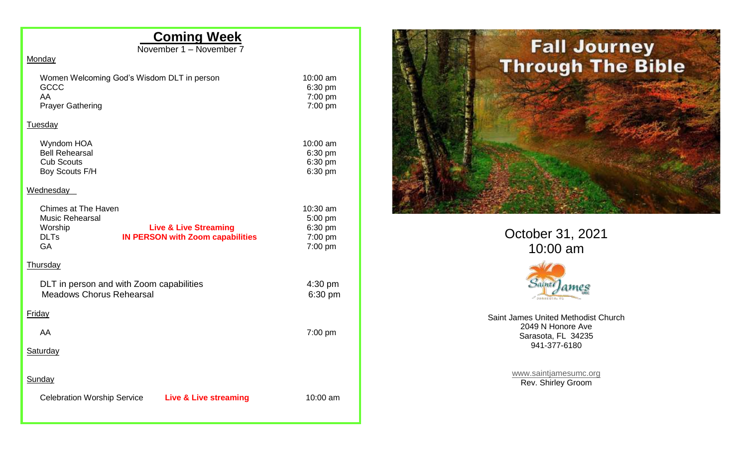## Coming Week

November 1 – November 7

**Monday**

| | | |
|---|---|---|
| Women Welcoming God's Wisdom DLT in person | | 10:00 am |
| GCCC | | 6:30 pm |
| AA | | 7:00 pm |
| Prayer Gathering | | 7:00 pm |

**Tuesday**

| | | |
|---|---|---|
| Wyndom HOA | | 10:00 am |
| Bell Rehearsal | | 6:30 pm |
| Cub Scouts | | 6:30 pm |
| Boy Scouts F/H | | 6:30 pm |

**Wednesday**

| | | |
|---|---|---|
| Chimes at The Haven | | 10:30 am |
| Music Rehearsal | | 5:00 pm |
| Worship | **Live & Live Streaming** | 6:30 pm |
| DLTs | **IN PERSON with Zoom capabilities** | 7:00 pm |
| GA | | 7:00 pm |

**Thursday**

| | | |
|---|---|---|
| DLT in person and with Zoom capabilities | | 4:30 pm |
| Meadows Chorus Rehearsal | | 6:30 pm |

**Friday**

| | | |
|---|---|---|
| AA | | 7:00 pm |

**Saturday**

**Sunday**

| | | |
|---|---|---|
| Celebration Worship Service | **Live & Live streaming** | 10:00 am |

# Fall Journey Through The Bible

October 31, 2021
10:00 am

Saint James United Methodist Church
2049 N Honore Ave
Sarasota, FL 34235
941-377-6180

www.saintjamesumc.org
Rev. Shirley Groom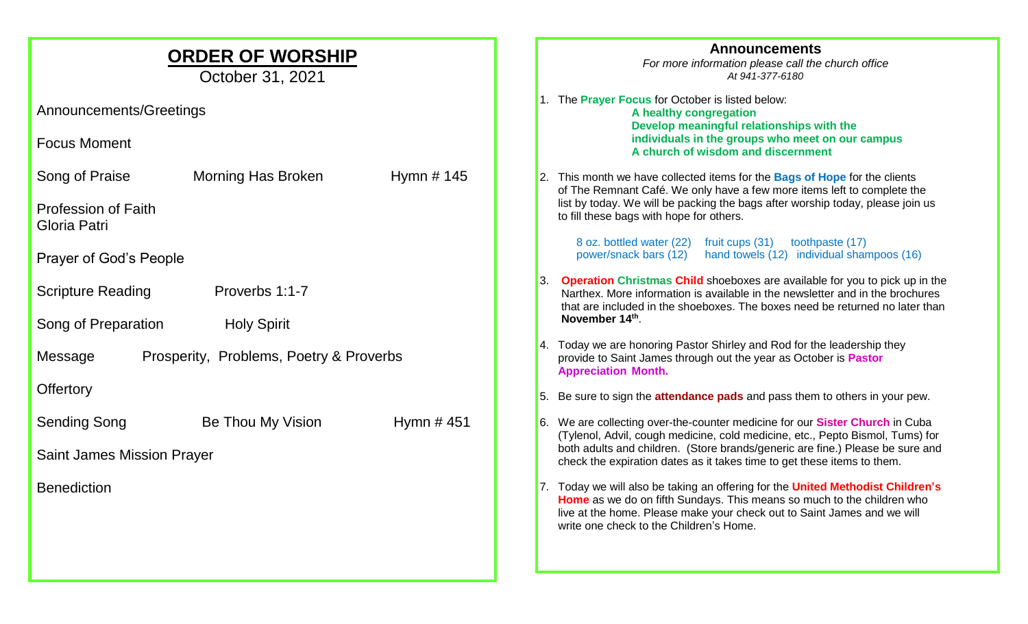# ORDER OF WORSHIP

October 31, 2021

Announcements/Greetings

Focus Moment

Song of Praise — Morning Has Broken — Hymn # 145

Profession of Faith
Gloria Patri

Prayer of God's People

Scripture Reading — Proverbs 1:1-7

Song of Preparation — Holy Spirit

Message — Prosperity, Problems, Poetry & Proverbs

Offertory

Sending Song — Be Thou My Vision — Hymn # 451

Saint James Mission Prayer

Benediction

## Announcements

*For more information please call the church office*
*At 941-377-6180*

1. The **Prayer Focus** for October is listed below:
   - **A healthy congregation**
   - **Develop meaningful relationships with the individuals in the groups who meet on our campus**
   - **A church of wisdom and discernment**
2. This month we have collected items for the **Bags of Hope** for the clients of The Remnant Café. We only have a few more items left to complete the list by today. We will be packing the bags after worship today, please join us to fill these bags with hope for others.

   8 oz. bottled water (22)   fruit cups (31)   toothpaste (17)
   power/snack bars (12)   hand towels (12)   individual shampoos (16)

3. **Operation Christmas Child** shoeboxes are available for you to pick up in the Narthex. More information is available in the newsletter and in the brochures that are included in the shoeboxes. The boxes need be returned no later than **November 14th**.
4. Today we are honoring Pastor Shirley and Rod for the leadership they provide to Saint James through out the year as October is **Pastor Appreciation Month.**
5. Be sure to sign the **attendance pads** and pass them to others in your pew.
6. We are collecting over-the-counter medicine for our **Sister Church** in Cuba (Tylenol, Advil, cough medicine, cold medicine, etc., Pepto Bismol, Tums) for both adults and children. (Store brands/generic are fine.) Please be sure and check the expiration dates as it takes time to get these items to them.
7. Today we will also be taking an offering for the **United Methodist Children's Home** as we do on fifth Sundays. This means so much to the children who live at the home. Please make your check out to Saint James and we will write one check to the Children's Home.